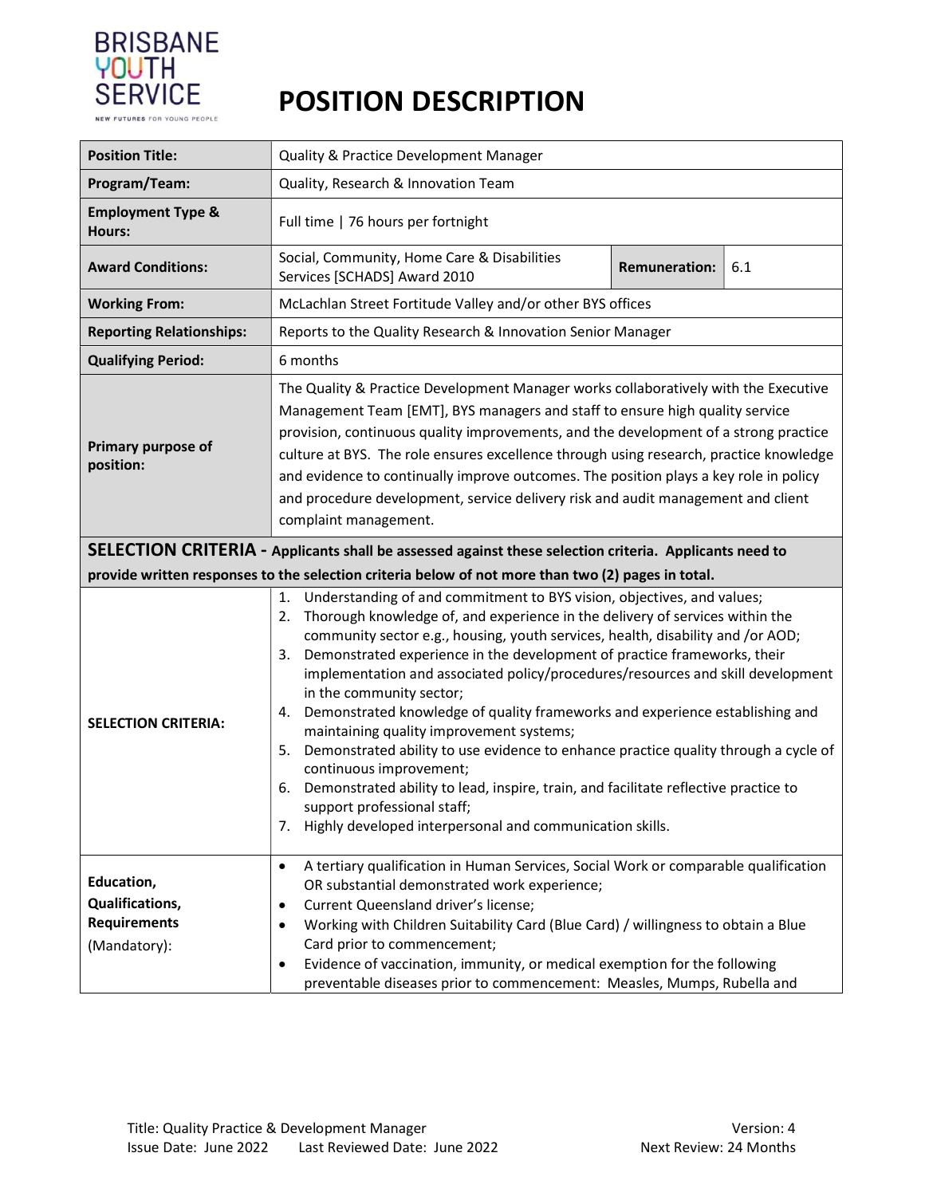BRISBANE YOUTH SERVICE

NEW FUTURES FOR YOUNG PEOPLE

# POSITION DESCRIPTION

| | | | |
|---|---|---|---|
| **Position Title:** | Quality & Practice Development Manager | | |
| **Program/Team:** | Quality, Research & Innovation Team | | |
| **Employment Type & Hours:** | Full time \| 76 hours per fortnight | | |
| **Award Conditions:** | Social, Community, Home Care & Disabilities Services [SCHADS] Award 2010 | **Remuneration:** | 6.1 |
| **Working From:** | McLachlan Street Fortitude Valley and/or other BYS offices | | |
| **Reporting Relationships:** | Reports to the Quality Research & Innovation Senior Manager | | |
| **Qualifying Period:** | 6 months | | |
| **Primary purpose of position:** | The Quality & Practice Development Manager works collaboratively with the Executive Management Team [EMT], BYS managers and staff to ensure high quality service provision, continuous quality improvements, and the development of a strong practice culture at BYS. The role ensures excellence through using research, practice knowledge and evidence to continually improve outcomes. The position plays a key role in policy and procedure development, service delivery risk and audit management and client complaint management. | | |

**SELECTION CRITERIA - Applicants shall be assessed against these selection criteria. Applicants need to provide written responses to the selection criteria below of not more than two (2) pages in total.**

| | |
|---|---|
| **SELECTION CRITERIA:** | 1. Understanding of and commitment to BYS vision, objectives, and values;<br>2. Thorough knowledge of, and experience in the delivery of services within the community sector e.g., housing, youth services, health, disability and /or AOD;<br>3. Demonstrated experience in the development of practice frameworks, their implementation and associated policy/procedures/resources and skill development in the community sector;<br>4. Demonstrated knowledge of quality frameworks and experience establishing and maintaining quality improvement systems;<br>5. Demonstrated ability to use evidence to enhance practice quality through a cycle of continuous improvement;<br>6. Demonstrated ability to lead, inspire, train, and facilitate reflective practice to support professional staff;<br>7. Highly developed interpersonal and communication skills. |
| **Education, Qualifications, Requirements** (Mandatory): | • A tertiary qualification in Human Services, Social Work or comparable qualification OR substantial demonstrated work experience;<br>• Current Queensland driver's license;<br>• Working with Children Suitability Card (Blue Card) / willingness to obtain a Blue Card prior to commencement;<br>• Evidence of vaccination, immunity, or medical exemption for the following preventable diseases prior to commencement: Measles, Mumps, Rubella and |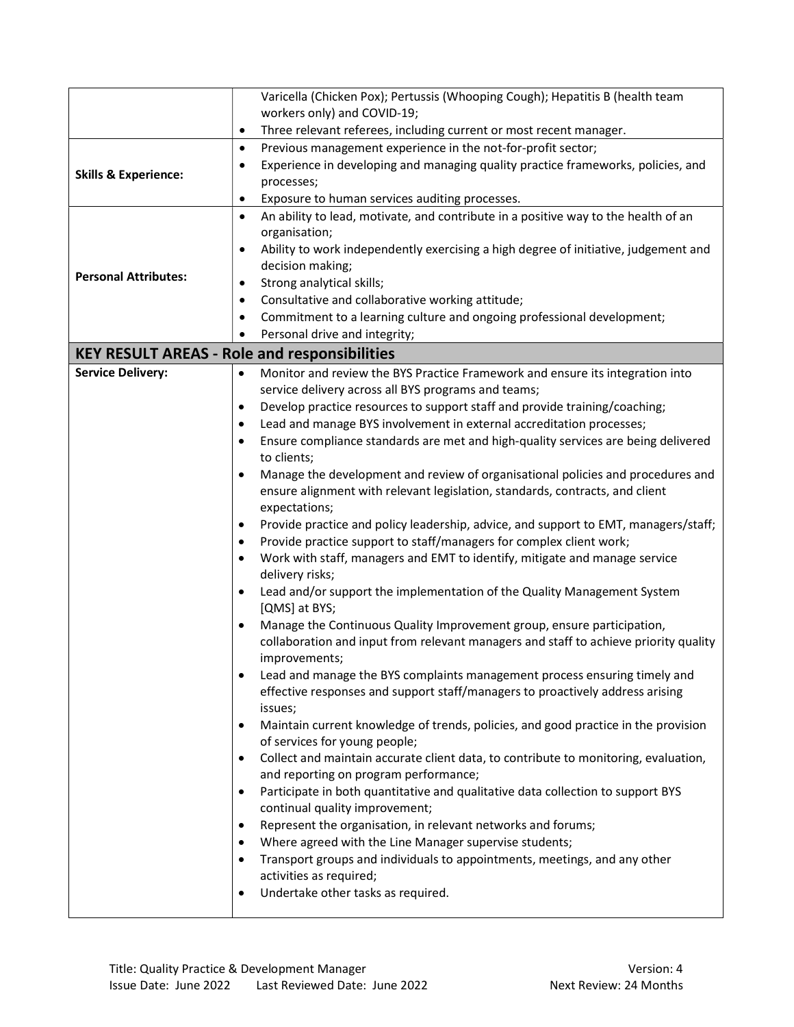| | |
|---|---|
| | • Varicella (Chicken Pox); Pertussis (Whooping Cough); Hepatitis B (health team workers only) and COVID-19;<br>• Three relevant referees, including current or most recent manager. |
| **Skills & Experience:** | • Previous management experience in the not-for-profit sector;<br>• Experience in developing and managing quality practice frameworks, policies, and processes;<br>• Exposure to human services auditing processes. |
| **Personal Attributes:** | • An ability to lead, motivate, and contribute in a positive way to the health of an organisation;<br>• Ability to work independently exercising a high degree of initiative, judgement and decision making;<br>• Strong analytical skills;<br>• Consultative and collaborative working attitude;<br>• Commitment to a learning culture and ongoing professional development;<br>• Personal drive and integrity; |
| **KEY RESULT AREAS - Role and responsibilities** | |
| **Service Delivery:** | • Monitor and review the BYS Practice Framework and ensure its integration into service delivery across all BYS programs and teams;<br>• Develop practice resources to support staff and provide training/coaching;<br>• Lead and manage BYS involvement in external accreditation processes;<br>• Ensure compliance standards are met and high-quality services are being delivered to clients;<br>• Manage the development and review of organisational policies and procedures and ensure alignment with relevant legislation, standards, contracts, and client expectations;<br>• Provide practice and policy leadership, advice, and support to EMT, managers/staff;<br>• Provide practice support to staff/managers for complex client work;<br>• Work with staff, managers and EMT to identify, mitigate and manage service delivery risks;<br>• Lead and/or support the implementation of the Quality Management System [QMS] at BYS;<br>• Manage the Continuous Quality Improvement group, ensure participation, collaboration and input from relevant managers and staff to achieve priority quality improvements;<br>• Lead and manage the BYS complaints management process ensuring timely and effective responses and support staff/managers to proactively address arising issues;<br>• Maintain current knowledge of trends, policies, and good practice in the provision of services for young people;<br>• Collect and maintain accurate client data, to contribute to monitoring, evaluation, and reporting on program performance;<br>• Participate in both quantitative and qualitative data collection to support BYS continual quality improvement;<br>• Represent the organisation, in relevant networks and forums;<br>• Where agreed with the Line Manager supervise students;<br>• Transport groups and individuals to appointments, meetings, and any other activities as required;<br>• Undertake other tasks as required. |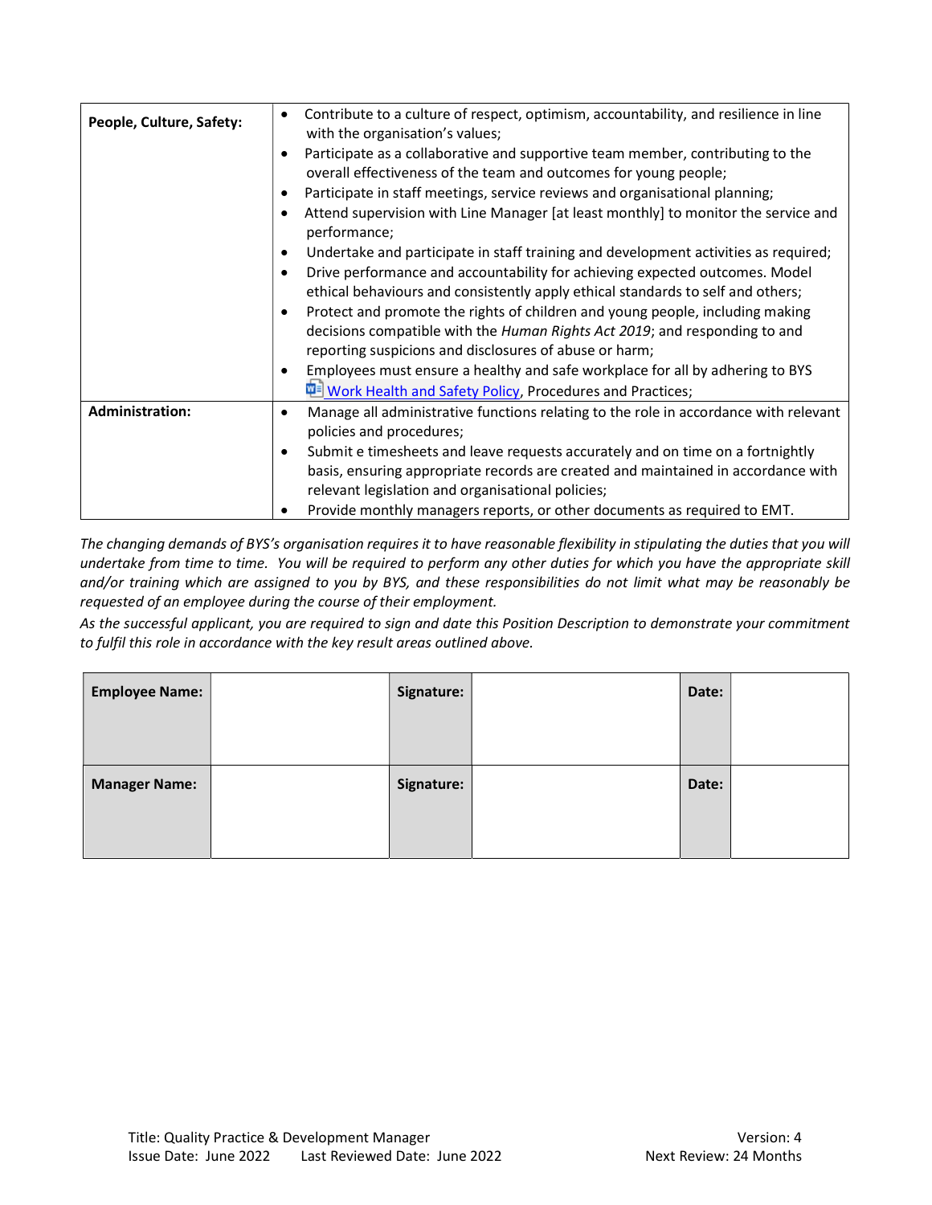| | |
|---|---|
| **People, Culture, Safety:** | • Contribute to a culture of respect, optimism, accountability, and resilience in line with the organisation's values;<br>• Participate as a collaborative and supportive team member, contributing to the overall effectiveness of the team and outcomes for young people;<br>• Participate in staff meetings, service reviews and organisational planning;<br>• Attend supervision with Line Manager [at least monthly] to monitor the service and performance;<br>• Undertake and participate in staff training and development activities as required;<br>• Drive performance and accountability for achieving expected outcomes. Model ethical behaviours and consistently apply ethical standards to self and others;<br>• Protect and promote the rights of children and young people, including making decisions compatible with the *Human Rights Act 2019*; and responding to and reporting suspicions and disclosures of abuse or harm;<br>• Employees must ensure a healthy and safe workplace for all by adhering to BYS Work Health and Safety Policy, Procedures and Practices; |
| **Administration:** | • Manage all administrative functions relating to the role in accordance with relevant policies and procedures;<br>• Submit e timesheets and leave requests accurately and on time on a fortnightly basis, ensuring appropriate records are created and maintained in accordance with relevant legislation and organisational policies;<br>• Provide monthly managers reports, or other documents as required to EMT. |

*The changing demands of BYS's organisation requires it to have reasonable flexibility in stipulating the duties that you will undertake from time to time. You will be required to perform any other duties for which you have the appropriate skill and/or training which are assigned to you by BYS, and these responsibilities do not limit what may be reasonably be requested of an employee during the course of their employment.*

*As the successful applicant, you are required to sign and date this Position Description to demonstrate your commitment to fulfil this role in accordance with the key result areas outlined above.*

| | | | | | |
|---|---|---|---|---|---|
| **Employee Name:** | | **Signature:** | | **Date:** | |
| **Manager Name:** | | **Signature:** | | **Date:** | |